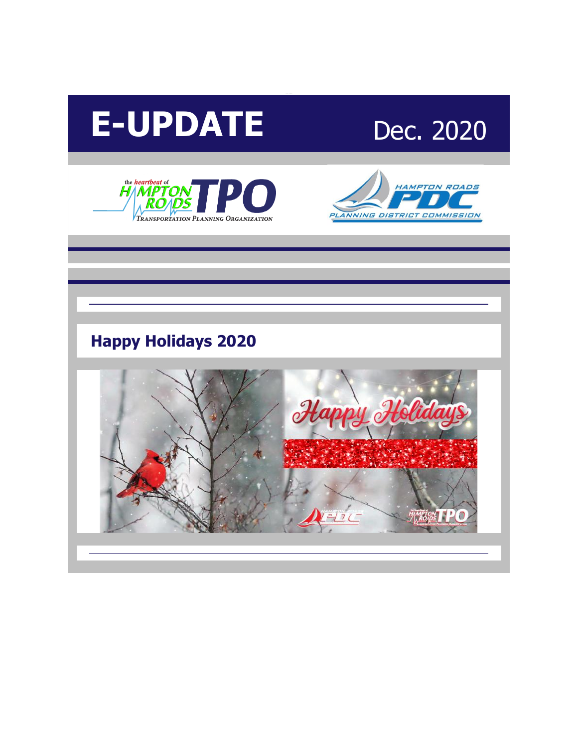# E-UPDATE

Dec. 2020

## Happy Holidays 2020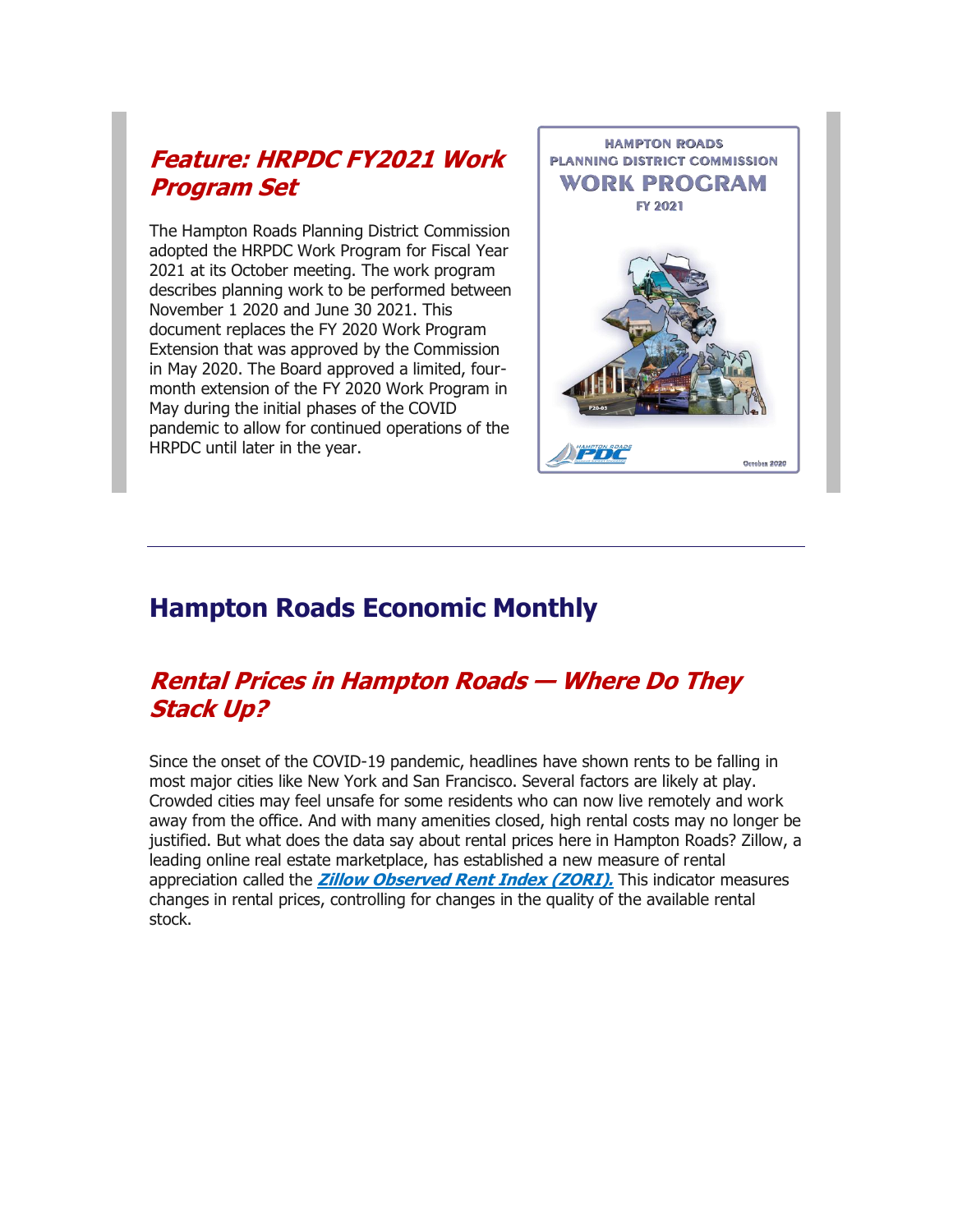## *Feature: HRPDC FY2021 Work Program Set*

The Hampton Roads Planning District Commission adopted the HRPDC Work Program for Fiscal Year 2021 at its October meeting. The work program describes planning work to be performed between November 1 2020 and June 30 2021. This document replaces the FY 2020 Work Program Extension that was approved by the Commission in May 2020. The Board approved a limited, four-month extension of the FY 2020 Work Program in May during the initial phases of the COVID pandemic to allow for continued operations of the HRPDC until later in the year.

---

# Hampton Roads Economic Monthly

## *Rental Prices in Hampton Roads — Where Do They Stack Up?*

Since the onset of the COVID-19 pandemic, headlines have shown rents to be falling in most major cities like New York and San Francisco. Several factors are likely at play. Crowded cities may feel unsafe for some residents who can now live remotely and work away from the office. And with many amenities closed, high rental costs may no longer be justified. But what does the data say about rental prices here in Hampton Roads? Zillow, a leading online real estate marketplace, has established a new measure of rental appreciation called the ***Zillow Observed Rent Index (ZORI).*** This indicator measures changes in rental prices, controlling for changes in the quality of the available rental stock.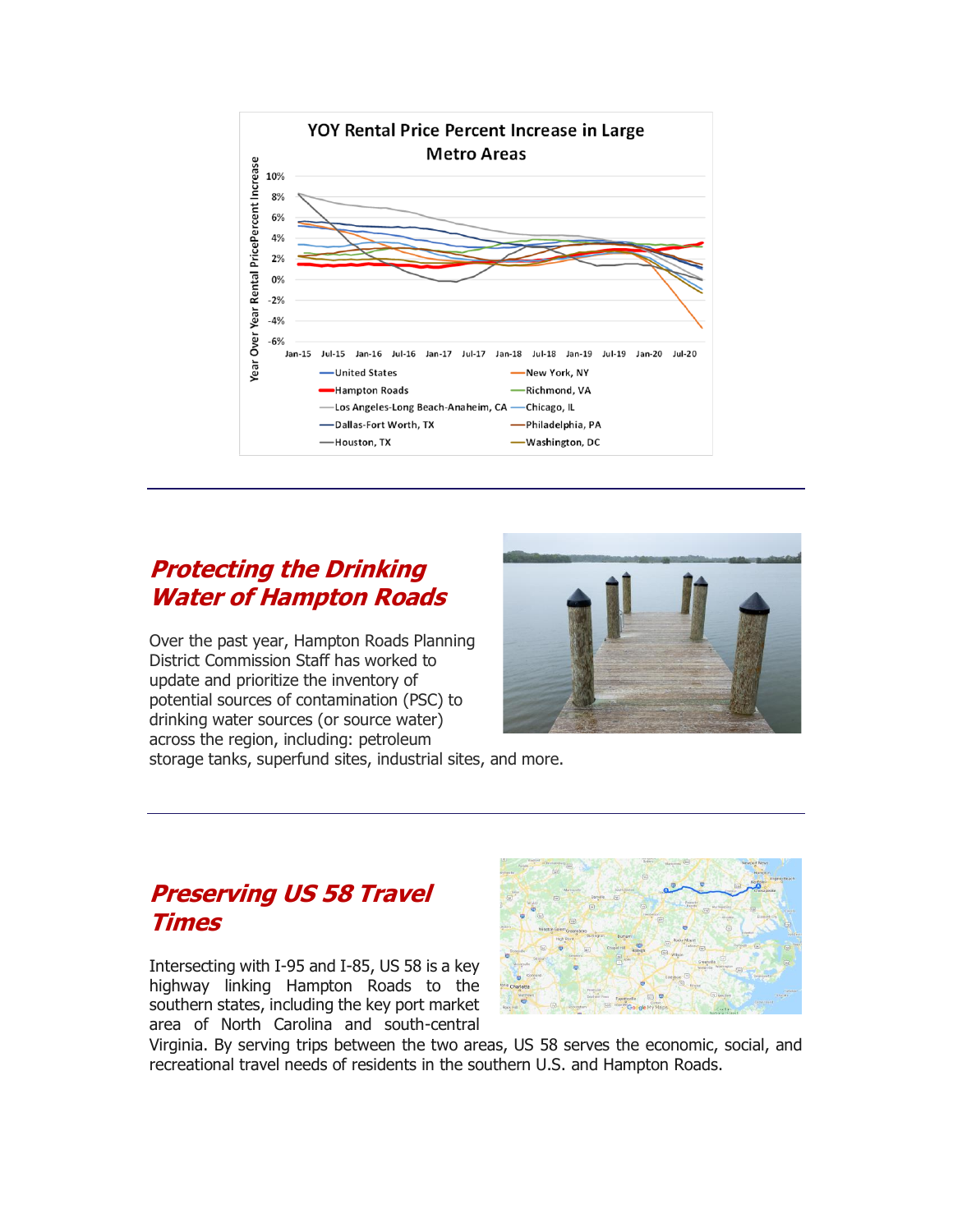YOY Rental Price Percent Increase in Large Metro Areas

---

## *Protecting the Drinking Water of Hampton Roads*

Over the past year, Hampton Roads Planning District Commission Staff has worked to update and prioritize the inventory of potential sources of contamination (PSC) to drinking water sources (or source water) across the region, including: petroleum storage tanks, superfund sites, industrial sites, and more.

---

## *Preserving US 58 Travel Times*

Intersecting with I-95 and I-85, US 58 is a key highway linking Hampton Roads to the southern states, including the key port market area of North Carolina and south-central Virginia. By serving trips between the two areas, US 58 serves the economic, social, and recreational travel needs of residents in the southern U.S. and Hampton Roads.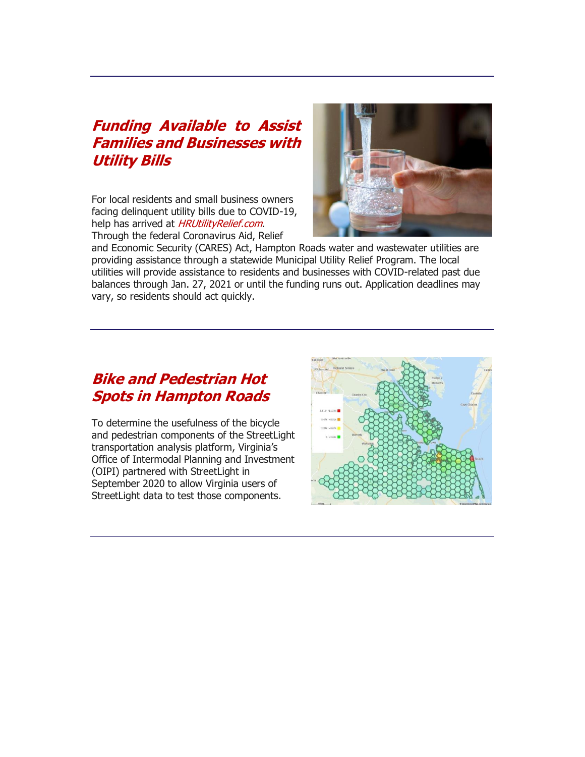## *Funding Available to Assist Families and Businesses with Utility Bills*

For local residents and small business owners facing delinquent utility bills due to COVID-19, help has arrived at *HRUtilityRelief.com*. Through the federal Coronavirus Aid, Relief and Economic Security (CARES) Act, Hampton Roads water and wastewater utilities are providing assistance through a statewide Municipal Utility Relief Program. The local utilities will provide assistance to residents and businesses with COVID-related past due balances through Jan. 27, 2021 or until the funding runs out. Application deadlines may vary, so residents should act quickly.

## *Bike and Pedestrian Hot Spots in Hampton Roads*

To determine the usefulness of the bicycle and pedestrian components of the StreetLight transportation analysis platform, Virginia's Office of Intermodal Planning and Investment (OIPI) partnered with StreetLight in September 2020 to allow Virginia users of StreetLight data to test those components.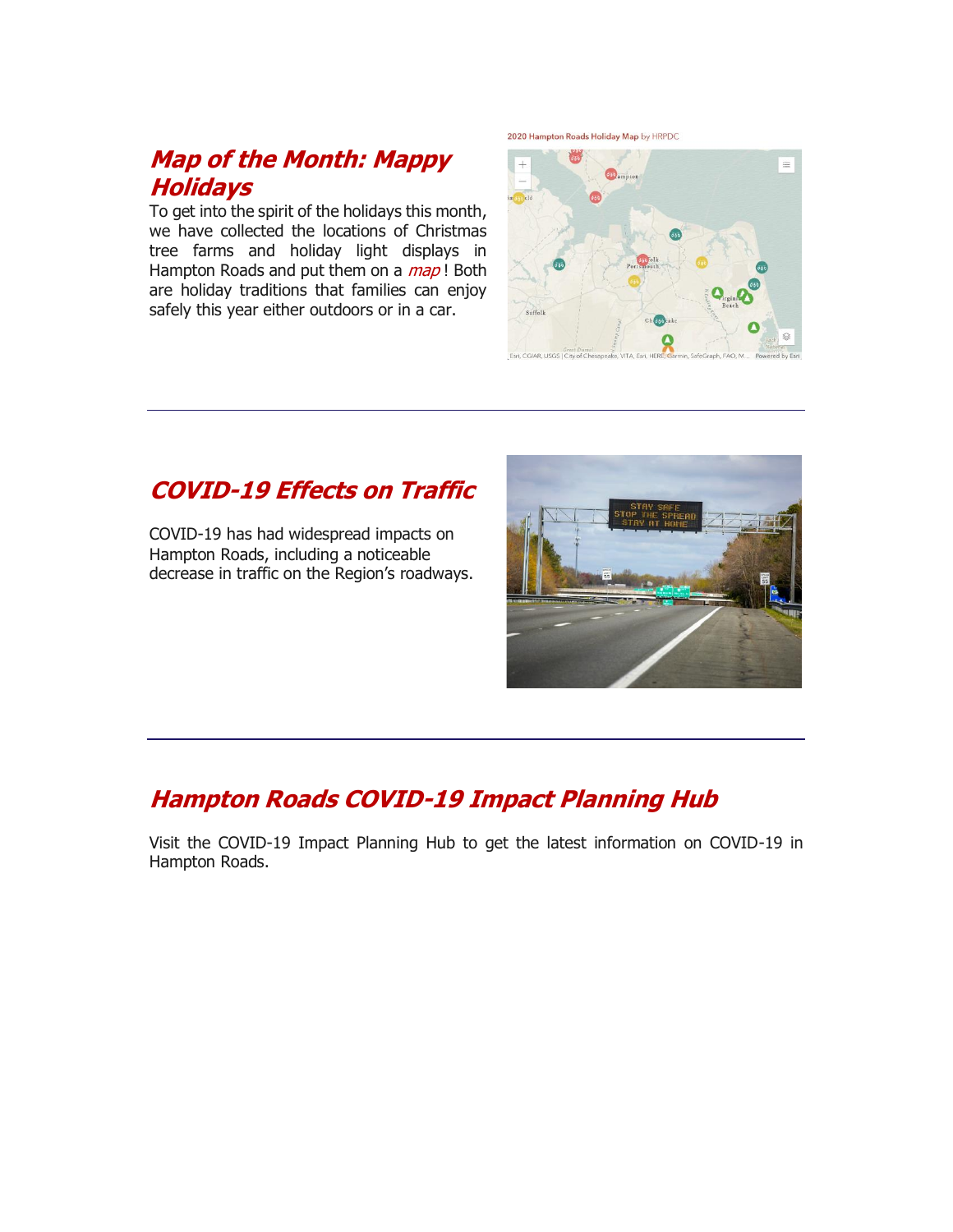## *Map of the Month: Mappy Holidays*

To get into the spirit of the holidays this month, we have collected the locations of Christmas tree farms and holiday light displays in Hampton Roads and put them on a *map*! Both are holiday traditions that families can enjoy safely this year either outdoors or in a car.

---

## *COVID-19 Effects on Traffic*

COVID-19 has had widespread impacts on Hampton Roads, including a noticeable decrease in traffic on the Region's roadways.

---

## *Hampton Roads COVID-19 Impact Planning Hub*

Visit the COVID-19 Impact Planning Hub to get the latest information on COVID-19 in Hampton Roads.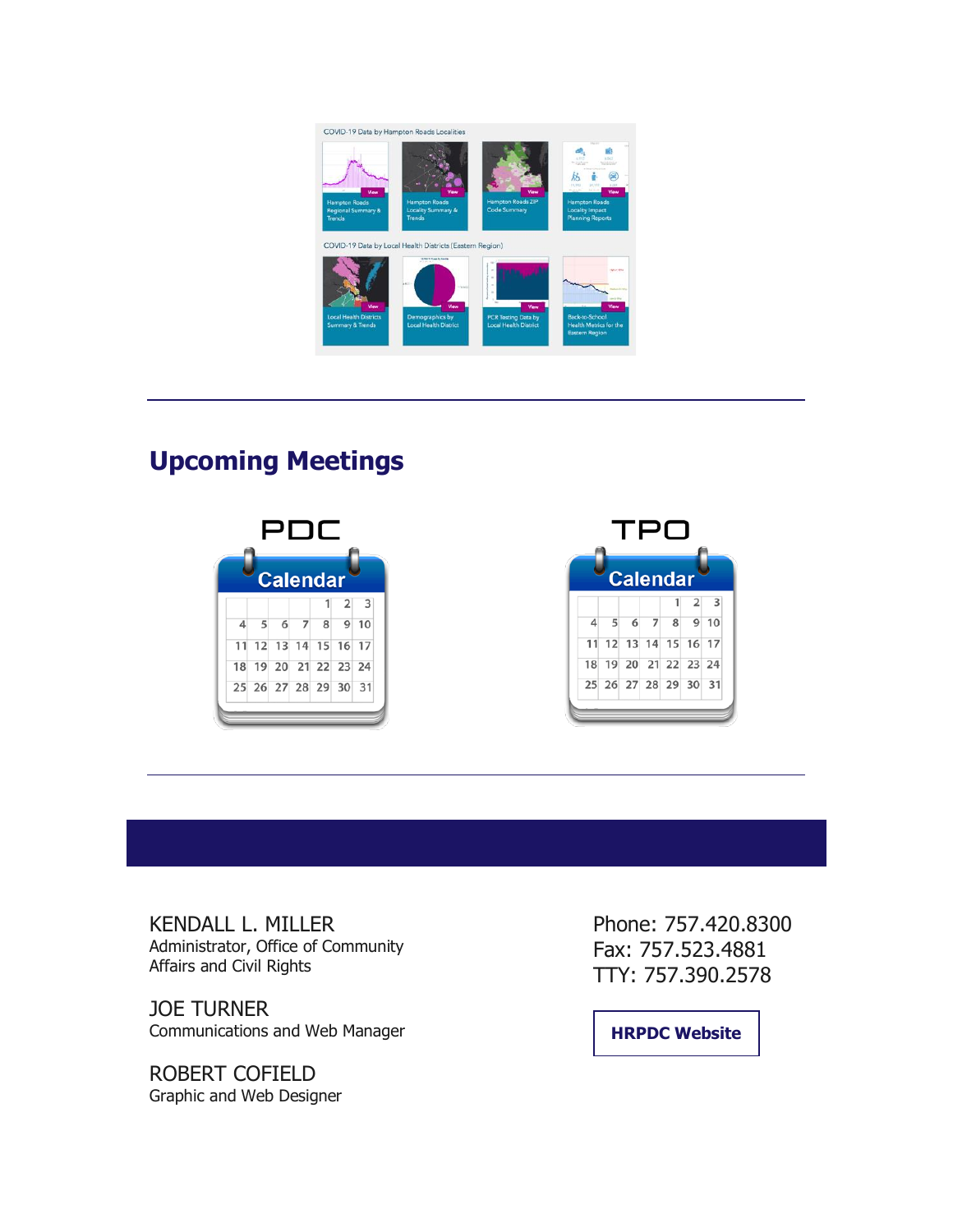COVID-19 Data by Hampton Roads Localities

- Hampton Roads Regional Summary & Trends
- Hampton Roads Locality Summary & Trends
- Hampton Roads ZIP Code Summary
- Hampton Roads Locality Impact Planning Reports

COVID-19 Data by Local Health Districts (Eastern Region)

- Local Health Districts Summary & Trends
- Demographics by Local Health District
- PCR Testing Data by Local Health District
- Back-to-School Health Metrics for the Eastern Region

---

## Upcoming Meetings

PDC

TPO

---

KENDALL L. MILLER
Administrator, Office of Community Affairs and Civil Rights

JOE TURNER
Communications and Web Manager

ROBERT COFIELD
Graphic and Web Designer

Phone: 757.420.8300
Fax: 757.523.4881
TTY: 757.390.2578

**HRPDC Website**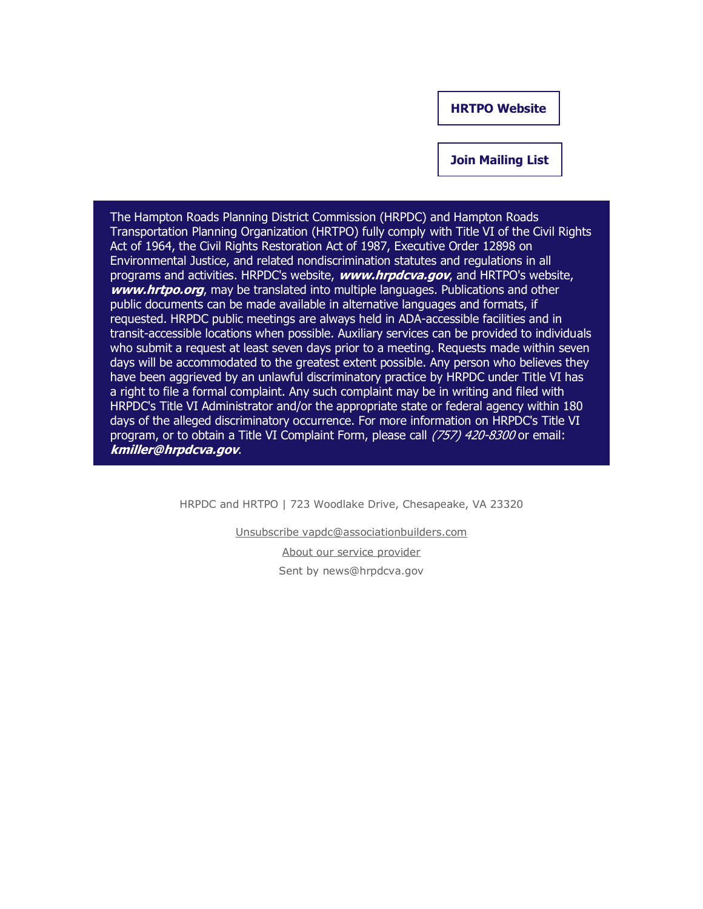**HRTPO Website**

**Join Mailing List**

The Hampton Roads Planning District Commission (HRPDC) and Hampton Roads Transportation Planning Organization (HRTPO) fully comply with Title VI of the Civil Rights Act of 1964, the Civil Rights Restoration Act of 1987, Executive Order 12898 on Environmental Justice, and related nondiscrimination statutes and regulations in all programs and activities. HRPDC's website, ***www.hrpdcva.gov***, and HRTPO's website, ***www.hrtpo.org***, may be translated into multiple languages. Publications and other public documents can be made available in alternative languages and formats, if requested. HRPDC public meetings are always held in ADA-accessible facilities and in transit-accessible locations when possible. Auxiliary services can be provided to individuals who submit a request at least seven days prior to a meeting. Requests made within seven days will be accommodated to the greatest extent possible. Any person who believes they have been aggrieved by an unlawful discriminatory practice by HRPDC under Title VI has a right to file a formal complaint. Any such complaint may be in writing and filed with HRPDC's Title VI Administrator and/or the appropriate state or federal agency within 180 days of the alleged discriminatory occurrence. For more information on HRPDC's Title VI program, or to obtain a Title VI Complaint Form, please call *(757) 420-8300* or email: ***kmiller@hrpdcva.gov***.

HRPDC and HRTPO | 723 Woodlake Drive, Chesapeake, VA 23320

Unsubscribe vapdc@associationbuilders.com

About our service provider

Sent by news@hrpdcva.gov